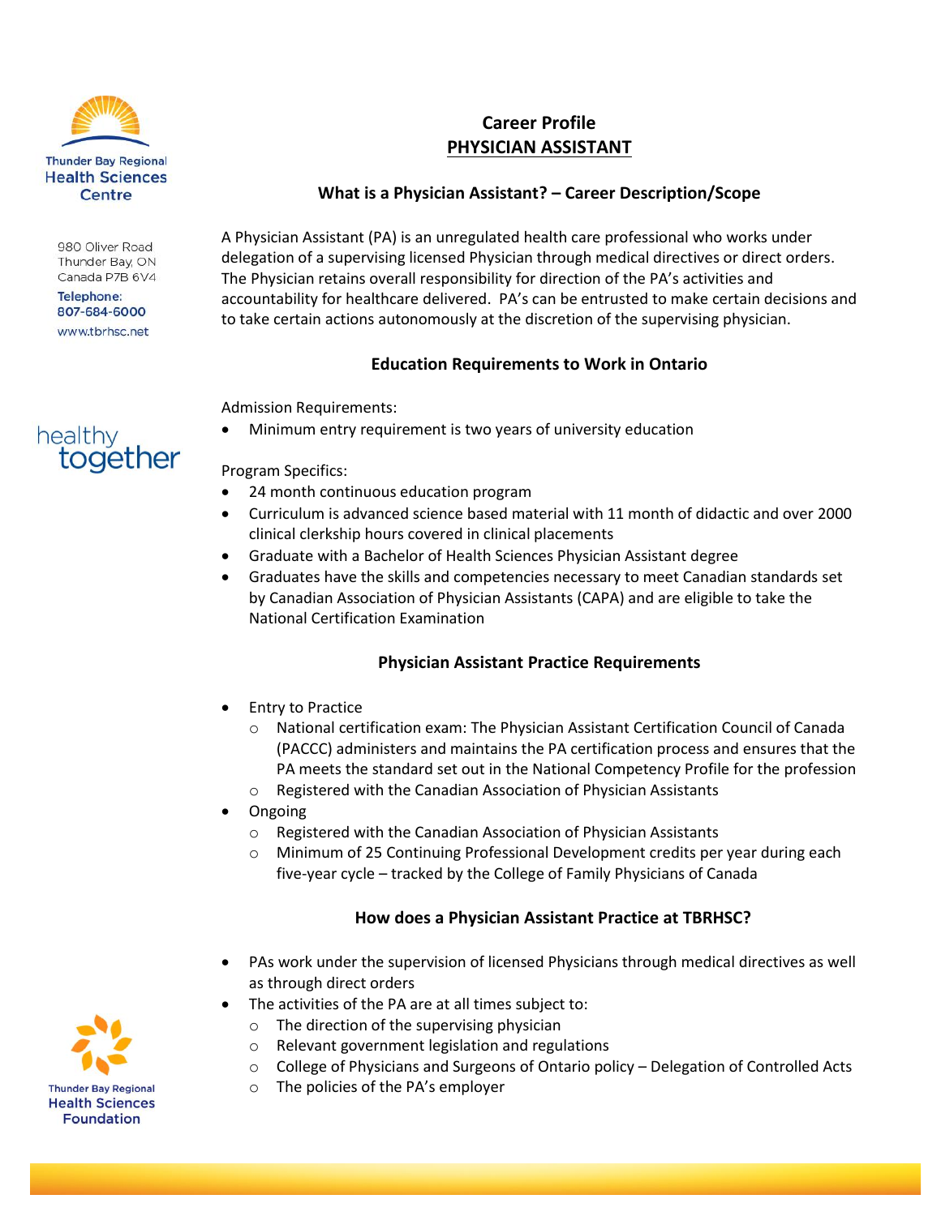Thunder Bay Regional Health Sciences Centre

980 Oliver Road
Thunder Bay, ON
Canada P7B 6V4

Telephone:
807-684-6000

www.tbrhsc.net

healthy together

# Career Profile

# PHYSICIAN ASSISTANT

## What is a Physician Assistant? – Career Description/Scope

A Physician Assistant (PA) is an unregulated health care professional who works under delegation of a supervising licensed Physician through medical directives or direct orders. The Physician retains overall responsibility for direction of the PA's activities and accountability for healthcare delivered. PA's can be entrusted to make certain decisions and to take certain actions autonomously at the discretion of the supervising physician.

## Education Requirements to Work in Ontario

Admission Requirements:

- Minimum entry requirement is two years of university education

Program Specifics:

- 24 month continuous education program
- Curriculum is advanced science based material with 11 month of didactic and over 2000 clinical clerkship hours covered in clinical placements
- Graduate with a Bachelor of Health Sciences Physician Assistant degree
- Graduates have the skills and competencies necessary to meet Canadian standards set by Canadian Association of Physician Assistants (CAPA) and are eligible to take the National Certification Examination

## Physician Assistant Practice Requirements

- Entry to Practice
  - National certification exam: The Physician Assistant Certification Council of Canada (PACCC) administers and maintains the PA certification process and ensures that the PA meets the standard set out in the National Competency Profile for the profession
  - Registered with the Canadian Association of Physician Assistants
- Ongoing
  - Registered with the Canadian Association of Physician Assistants
  - Minimum of 25 Continuing Professional Development credits per year during each five-year cycle – tracked by the College of Family Physicians of Canada

## How does a Physician Assistant Practice at TBRHSC?

- PAs work under the supervision of licensed Physicians through medical directives as well as through direct orders
- The activities of the PA are at all times subject to:
  - The direction of the supervising physician
  - Relevant government legislation and regulations
  - College of Physicians and Surgeons of Ontario policy – Delegation of Controlled Acts
  - The policies of the PA's employer

Thunder Bay Regional Health Sciences Foundation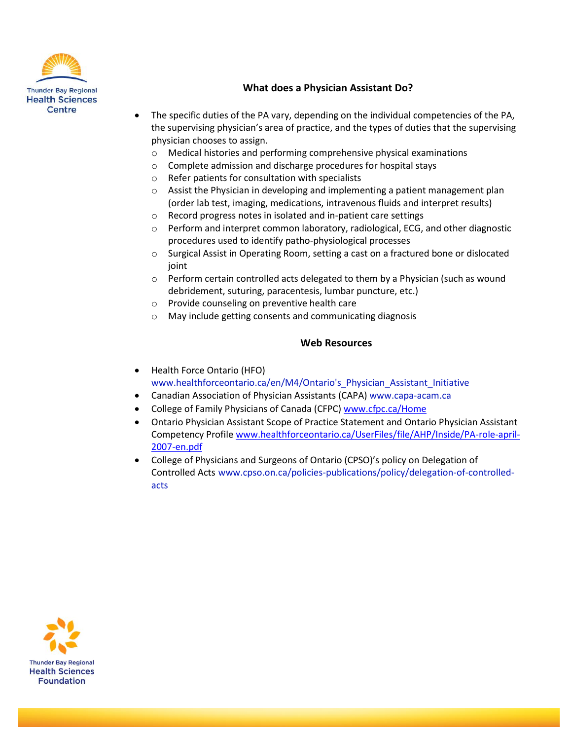## What does a Physician Assistant Do?

- The specific duties of the PA vary, depending on the individual competencies of the PA, the supervising physician's area of practice, and the types of duties that the supervising physician chooses to assign.
  - Medical histories and performing comprehensive physical examinations
  - Complete admission and discharge procedures for hospital stays
  - Refer patients for consultation with specialists
  - Assist the Physician in developing and implementing a patient management plan (order lab test, imaging, medications, intravenous fluids and interpret results)
  - Record progress notes in isolated and in-patient care settings
  - Perform and interpret common laboratory, radiological, ECG, and other diagnostic procedures used to identify patho-physiological processes
  - Surgical Assist in Operating Room, setting a cast on a fractured bone or dislocated joint
  - Perform certain controlled acts delegated to them by a Physician (such as wound debridement, suturing, paracentesis, lumbar puncture, etc.)
  - Provide counseling on preventive health care
  - May include getting consents and communicating diagnosis

## Web Resources

- Health Force Ontario (HFO) www.healthforceontario.ca/en/M4/Ontario's_Physician_Assistant_Initiative
- Canadian Association of Physician Assistants (CAPA) www.capa-acam.ca
- College of Family Physicians of Canada (CFPC) www.cfpc.ca/Home
- Ontario Physician Assistant Scope of Practice Statement and Ontario Physician Assistant Competency Profile www.healthforceontario.ca/UserFiles/file/AHP/Inside/PA-role-april-2007-en.pdf
- College of Physicians and Surgeons of Ontario (CPSO)'s policy on Delegation of Controlled Acts www.cpso.on.ca/policies-publications/policy/delegation-of-controlled-acts